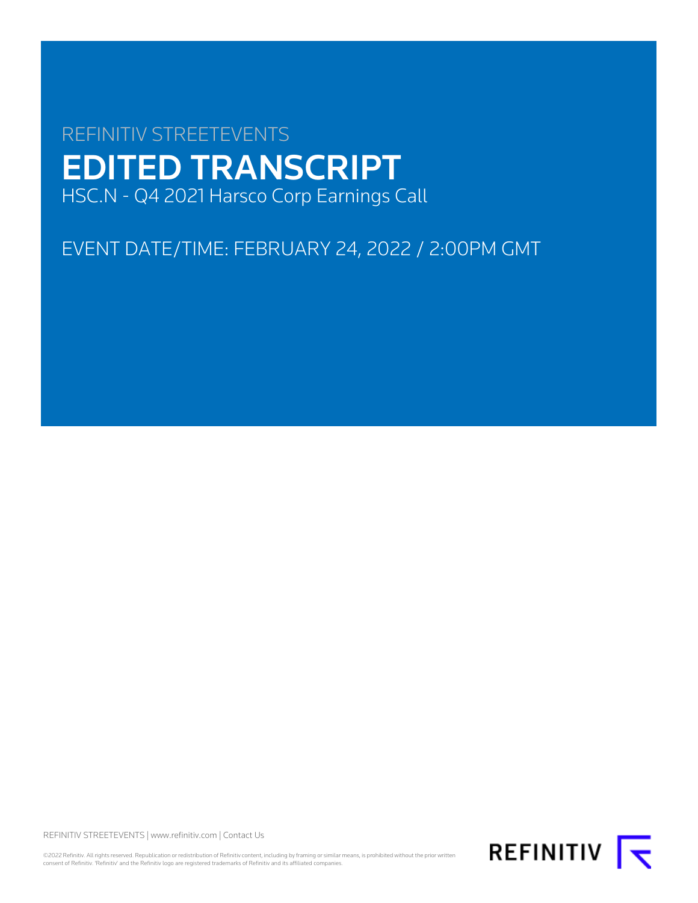REFINITIV STREETEVENTS

# EDITED TRANSCRIPT

HSC.N - Q4 2021 Harsco Corp Earnings Call

EVENT DATE/TIME: FEBRUARY 24, 2022 / 2:00PM GMT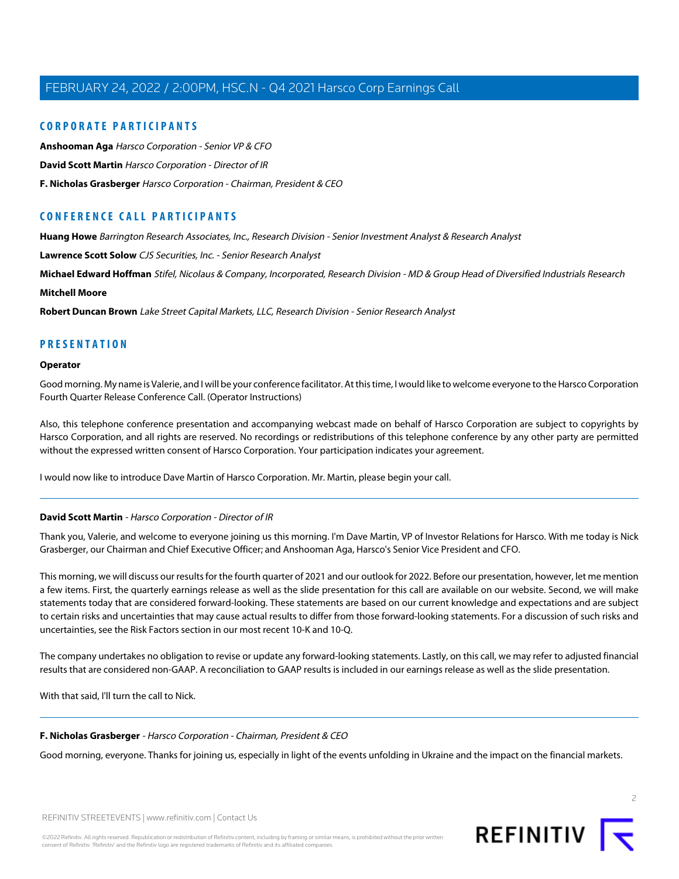## CORPORATE PARTICIPANTS

**Anshooman Aga** *Harsco Corporation - Senior VP & CFO*

**David Scott Martin** *Harsco Corporation - Director of IR*

**F. Nicholas Grasberger** *Harsco Corporation - Chairman, President & CEO*

## CONFERENCE CALL PARTICIPANTS

**Huang Howe** *Barrington Research Associates, Inc., Research Division - Senior Investment Analyst & Research Analyst*

**Lawrence Scott Solow** *CJS Securities, Inc. - Senior Research Analyst*

**Michael Edward Hoffman** *Stifel, Nicolaus & Company, Incorporated, Research Division - MD & Group Head of Diversified Industrials Research*

**Mitchell Moore**

**Robert Duncan Brown** *Lake Street Capital Markets, LLC, Research Division - Senior Research Analyst*

## PRESENTATION

**Operator**

Good morning. My name is Valerie, and I will be your conference facilitator. At this time, I would like to welcome everyone to the Harsco Corporation Fourth Quarter Release Conference Call. (Operator Instructions)

Also, this telephone conference presentation and accompanying webcast made on behalf of Harsco Corporation are subject to copyrights by Harsco Corporation, and all rights are reserved. No recordings or redistributions of this telephone conference by any other party are permitted without the expressed written consent of Harsco Corporation. Your participation indicates your agreement.

I would now like to introduce Dave Martin of Harsco Corporation. Mr. Martin, please begin your call.

---

**David Scott Martin** - *Harsco Corporation - Director of IR*

Thank you, Valerie, and welcome to everyone joining us this morning. I'm Dave Martin, VP of Investor Relations for Harsco. With me today is Nick Grasberger, our Chairman and Chief Executive Officer; and Anshooman Aga, Harsco's Senior Vice President and CFO.

This morning, we will discuss our results for the fourth quarter of 2021 and our outlook for 2022. Before our presentation, however, let me mention a few items. First, the quarterly earnings release as well as the slide presentation for this call are available on our website. Second, we will make statements today that are considered forward-looking. These statements are based on our current knowledge and expectations and are subject to certain risks and uncertainties that may cause actual results to differ from those forward-looking statements. For a discussion of such risks and uncertainties, see the Risk Factors section in our most recent 10-K and 10-Q.

The company undertakes no obligation to revise or update any forward-looking statements. Lastly, on this call, we may refer to adjusted financial results that are considered non-GAAP. A reconciliation to GAAP results is included in our earnings release as well as the slide presentation.

With that said, I'll turn the call to Nick.

---

**F. Nicholas Grasberger** - *Harsco Corporation - Chairman, President & CEO*

Good morning, everyone. Thanks for joining us, especially in light of the events unfolding in Ukraine and the impact on the financial markets.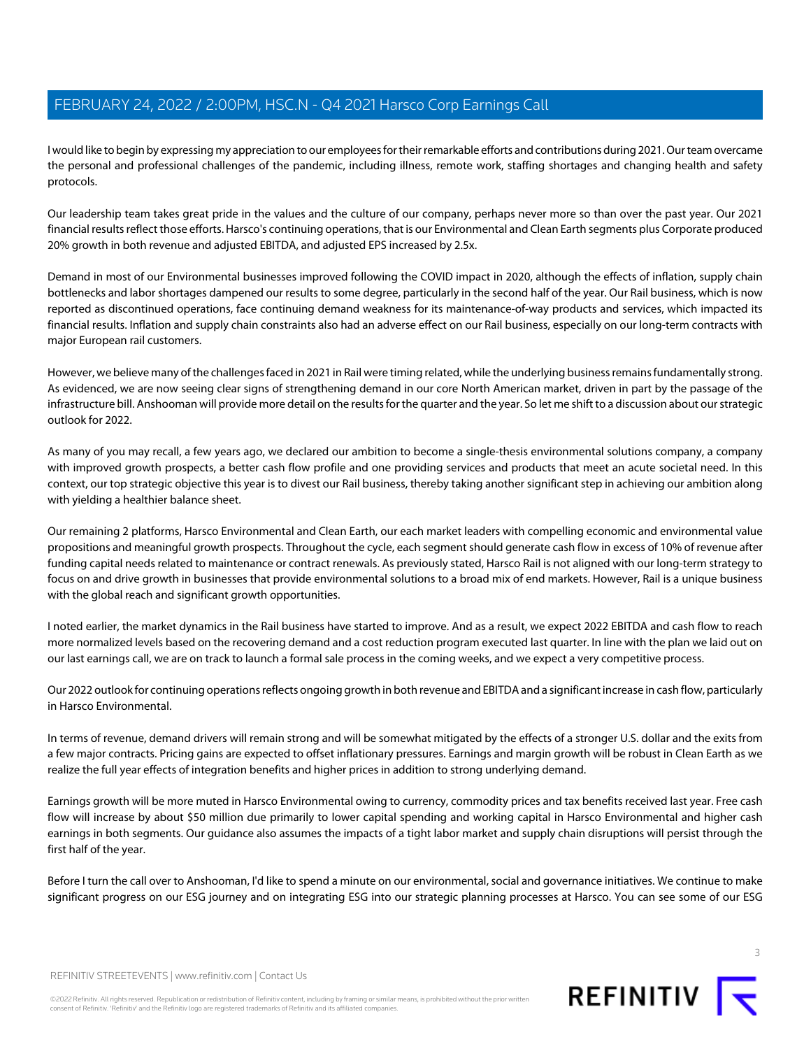I would like to begin by expressing my appreciation to our employees for their remarkable efforts and contributions during 2021. Our team overcame the personal and professional challenges of the pandemic, including illness, remote work, staffing shortages and changing health and safety protocols.

Our leadership team takes great pride in the values and the culture of our company, perhaps never more so than over the past year. Our 2021 financial results reflect those efforts. Harsco's continuing operations, that is our Environmental and Clean Earth segments plus Corporate produced 20% growth in both revenue and adjusted EBITDA, and adjusted EPS increased by 2.5x.

Demand in most of our Environmental businesses improved following the COVID impact in 2020, although the effects of inflation, supply chain bottlenecks and labor shortages dampened our results to some degree, particularly in the second half of the year. Our Rail business, which is now reported as discontinued operations, face continuing demand weakness for its maintenance-of-way products and services, which impacted its financial results. Inflation and supply chain constraints also had an adverse effect on our Rail business, especially on our long-term contracts with major European rail customers.

However, we believe many of the challenges faced in 2021 in Rail were timing related, while the underlying business remains fundamentally strong. As evidenced, we are now seeing clear signs of strengthening demand in our core North American market, driven in part by the passage of the infrastructure bill. Anshooman will provide more detail on the results for the quarter and the year. So let me shift to a discussion about our strategic outlook for 2022.

As many of you may recall, a few years ago, we declared our ambition to become a single-thesis environmental solutions company, a company with improved growth prospects, a better cash flow profile and one providing services and products that meet an acute societal need. In this context, our top strategic objective this year is to divest our Rail business, thereby taking another significant step in achieving our ambition along with yielding a healthier balance sheet.

Our remaining 2 platforms, Harsco Environmental and Clean Earth, our each market leaders with compelling economic and environmental value propositions and meaningful growth prospects. Throughout the cycle, each segment should generate cash flow in excess of 10% of revenue after funding capital needs related to maintenance or contract renewals. As previously stated, Harsco Rail is not aligned with our long-term strategy to focus on and drive growth in businesses that provide environmental solutions to a broad mix of end markets. However, Rail is a unique business with the global reach and significant growth opportunities.

I noted earlier, the market dynamics in the Rail business have started to improve. And as a result, we expect 2022 EBITDA and cash flow to reach more normalized levels based on the recovering demand and a cost reduction program executed last quarter. In line with the plan we laid out on our last earnings call, we are on track to launch a formal sale process in the coming weeks, and we expect a very competitive process.

Our 2022 outlook for continuing operations reflects ongoing growth in both revenue and EBITDA and a significant increase in cash flow, particularly in Harsco Environmental.

In terms of revenue, demand drivers will remain strong and will be somewhat mitigated by the effects of a stronger U.S. dollar and the exits from a few major contracts. Pricing gains are expected to offset inflationary pressures. Earnings and margin growth will be robust in Clean Earth as we realize the full year effects of integration benefits and higher prices in addition to strong underlying demand.

Earnings growth will be more muted in Harsco Environmental owing to currency, commodity prices and tax benefits received last year. Free cash flow will increase by about $50 million due primarily to lower capital spending and working capital in Harsco Environmental and higher cash earnings in both segments. Our guidance also assumes the impacts of a tight labor market and supply chain disruptions will persist through the first half of the year.

Before I turn the call over to Anshooman, I'd like to spend a minute on our environmental, social and governance initiatives. We continue to make significant progress on our ESG journey and on integrating ESG into our strategic planning processes at Harsco. You can see some of our ESG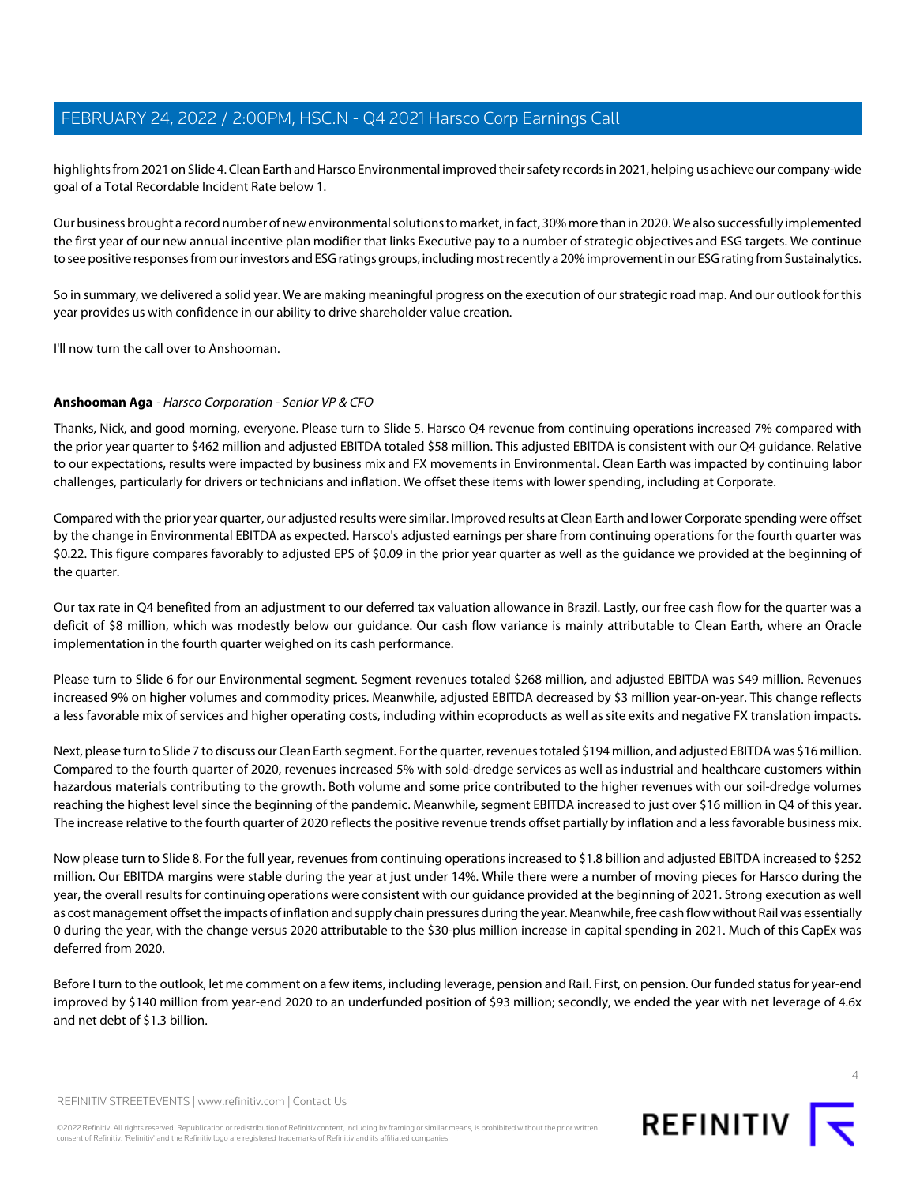highlights from 2021 on Slide 4. Clean Earth and Harsco Environmental improved their safety records in 2021, helping us achieve our company-wide goal of a Total Recordable Incident Rate below 1.

Our business brought a record number of new environmental solutions to market, in fact, 30% more than in 2020. We also successfully implemented the first year of our new annual incentive plan modifier that links Executive pay to a number of strategic objectives and ESG targets. We continue to see positive responses from our investors and ESG ratings groups, including most recently a 20% improvement in our ESG rating from Sustainalytics.

So in summary, we delivered a solid year. We are making meaningful progress on the execution of our strategic road map. And our outlook for this year provides us with confidence in our ability to drive shareholder value creation.

I'll now turn the call over to Anshooman.

---

**Anshooman Aga** - *Harsco Corporation - Senior VP & CFO*

Thanks, Nick, and good morning, everyone. Please turn to Slide 5. Harsco Q4 revenue from continuing operations increased 7% compared with the prior year quarter to $462 million and adjusted EBITDA totaled $58 million. This adjusted EBITDA is consistent with our Q4 guidance. Relative to our expectations, results were impacted by business mix and FX movements in Environmental. Clean Earth was impacted by continuing labor challenges, particularly for drivers or technicians and inflation. We offset these items with lower spending, including at Corporate.

Compared with the prior year quarter, our adjusted results were similar. Improved results at Clean Earth and lower Corporate spending were offset by the change in Environmental EBITDA as expected. Harsco's adjusted earnings per share from continuing operations for the fourth quarter was $0.22. This figure compares favorably to adjusted EPS of $0.09 in the prior year quarter as well as the guidance we provided at the beginning of the quarter.

Our tax rate in Q4 benefited from an adjustment to our deferred tax valuation allowance in Brazil. Lastly, our free cash flow for the quarter was a deficit of $8 million, which was modestly below our guidance. Our cash flow variance is mainly attributable to Clean Earth, where an Oracle implementation in the fourth quarter weighed on its cash performance.

Please turn to Slide 6 for our Environmental segment. Segment revenues totaled $268 million, and adjusted EBITDA was $49 million. Revenues increased 9% on higher volumes and commodity prices. Meanwhile, adjusted EBITDA decreased by $3 million year-on-year. This change reflects a less favorable mix of services and higher operating costs, including within ecoproducts as well as site exits and negative FX translation impacts.

Next, please turn to Slide 7 to discuss our Clean Earth segment. For the quarter, revenues totaled $194 million, and adjusted EBITDA was $16 million. Compared to the fourth quarter of 2020, revenues increased 5% with sold-dredge services as well as industrial and healthcare customers within hazardous materials contributing to the growth. Both volume and some price contributed to the higher revenues with our soil-dredge volumes reaching the highest level since the beginning of the pandemic. Meanwhile, segment EBITDA increased to just over $16 million in Q4 of this year. The increase relative to the fourth quarter of 2020 reflects the positive revenue trends offset partially by inflation and a less favorable business mix.

Now please turn to Slide 8. For the full year, revenues from continuing operations increased to $1.8 billion and adjusted EBITDA increased to $252 million. Our EBITDA margins were stable during the year at just under 14%. While there were a number of moving pieces for Harsco during the year, the overall results for continuing operations were consistent with our guidance provided at the beginning of 2021. Strong execution as well as cost management offset the impacts of inflation and supply chain pressures during the year. Meanwhile, free cash flow without Rail was essentially 0 during the year, with the change versus 2020 attributable to the $30-plus million increase in capital spending in 2021. Much of this CapEx was deferred from 2020.

Before I turn to the outlook, let me comment on a few items, including leverage, pension and Rail. First, on pension. Our funded status for year-end improved by $140 million from year-end 2020 to an underfunded position of $93 million; secondly, we ended the year with net leverage of 4.6x and net debt of $1.3 billion.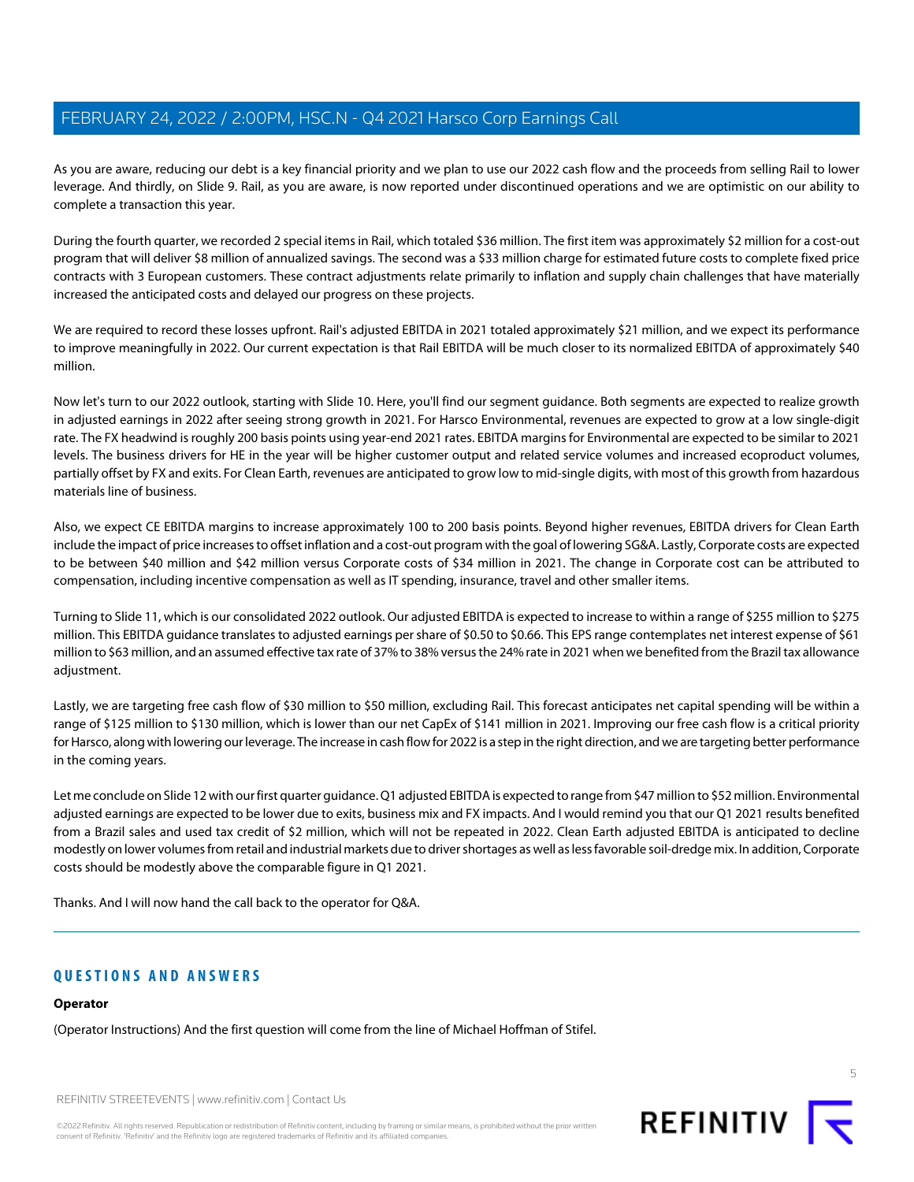As you are aware, reducing our debt is a key financial priority and we plan to use our 2022 cash flow and the proceeds from selling Rail to lower leverage. And thirdly, on Slide 9. Rail, as you are aware, is now reported under discontinued operations and we are optimistic on our ability to complete a transaction this year.

During the fourth quarter, we recorded 2 special items in Rail, which totaled $36 million. The first item was approximately $2 million for a cost-out program that will deliver $8 million of annualized savings. The second was a $33 million charge for estimated future costs to complete fixed price contracts with 3 European customers. These contract adjustments relate primarily to inflation and supply chain challenges that have materially increased the anticipated costs and delayed our progress on these projects.

We are required to record these losses upfront. Rail's adjusted EBITDA in 2021 totaled approximately $21 million, and we expect its performance to improve meaningfully in 2022. Our current expectation is that Rail EBITDA will be much closer to its normalized EBITDA of approximately $40 million.

Now let's turn to our 2022 outlook, starting with Slide 10. Here, you'll find our segment guidance. Both segments are expected to realize growth in adjusted earnings in 2022 after seeing strong growth in 2021. For Harsco Environmental, revenues are expected to grow at a low single-digit rate. The FX headwind is roughly 200 basis points using year-end 2021 rates. EBITDA margins for Environmental are expected to be similar to 2021 levels. The business drivers for HE in the year will be higher customer output and related service volumes and increased ecoproduct volumes, partially offset by FX and exits. For Clean Earth, revenues are anticipated to grow low to mid-single digits, with most of this growth from hazardous materials line of business.

Also, we expect CE EBITDA margins to increase approximately 100 to 200 basis points. Beyond higher revenues, EBITDA drivers for Clean Earth include the impact of price increases to offset inflation and a cost-out program with the goal of lowering SG&A. Lastly, Corporate costs are expected to be between $40 million and $42 million versus Corporate costs of $34 million in 2021. The change in Corporate cost can be attributed to compensation, including incentive compensation as well as IT spending, insurance, travel and other smaller items.

Turning to Slide 11, which is our consolidated 2022 outlook. Our adjusted EBITDA is expected to increase to within a range of $255 million to $275 million. This EBITDA guidance translates to adjusted earnings per share of $0.50 to $0.66. This EPS range contemplates net interest expense of $61 million to $63 million, and an assumed effective tax rate of 37% to 38% versus the 24% rate in 2021 when we benefited from the Brazil tax allowance adjustment.

Lastly, we are targeting free cash flow of $30 million to $50 million, excluding Rail. This forecast anticipates net capital spending will be within a range of $125 million to $130 million, which is lower than our net CapEx of $141 million in 2021. Improving our free cash flow is a critical priority for Harsco, along with lowering our leverage. The increase in cash flow for 2022 is a step in the right direction, and we are targeting better performance in the coming years.

Let me conclude on Slide 12 with our first quarter guidance. Q1 adjusted EBITDA is expected to range from $47 million to $52 million. Environmental adjusted earnings are expected to be lower due to exits, business mix and FX impacts. And I would remind you that our Q1 2021 results benefited from a Brazil sales and used tax credit of $2 million, which will not be repeated in 2022. Clean Earth adjusted EBITDA is anticipated to decline modestly on lower volumes from retail and industrial markets due to driver shortages as well as less favorable soil-dredge mix. In addition, Corporate costs should be modestly above the comparable figure in Q1 2021.

Thanks. And I will now hand the call back to the operator for Q&A.

## QUESTIONS AND ANSWERS

**Operator**

(Operator Instructions) And the first question will come from the line of Michael Hoffman of Stifel.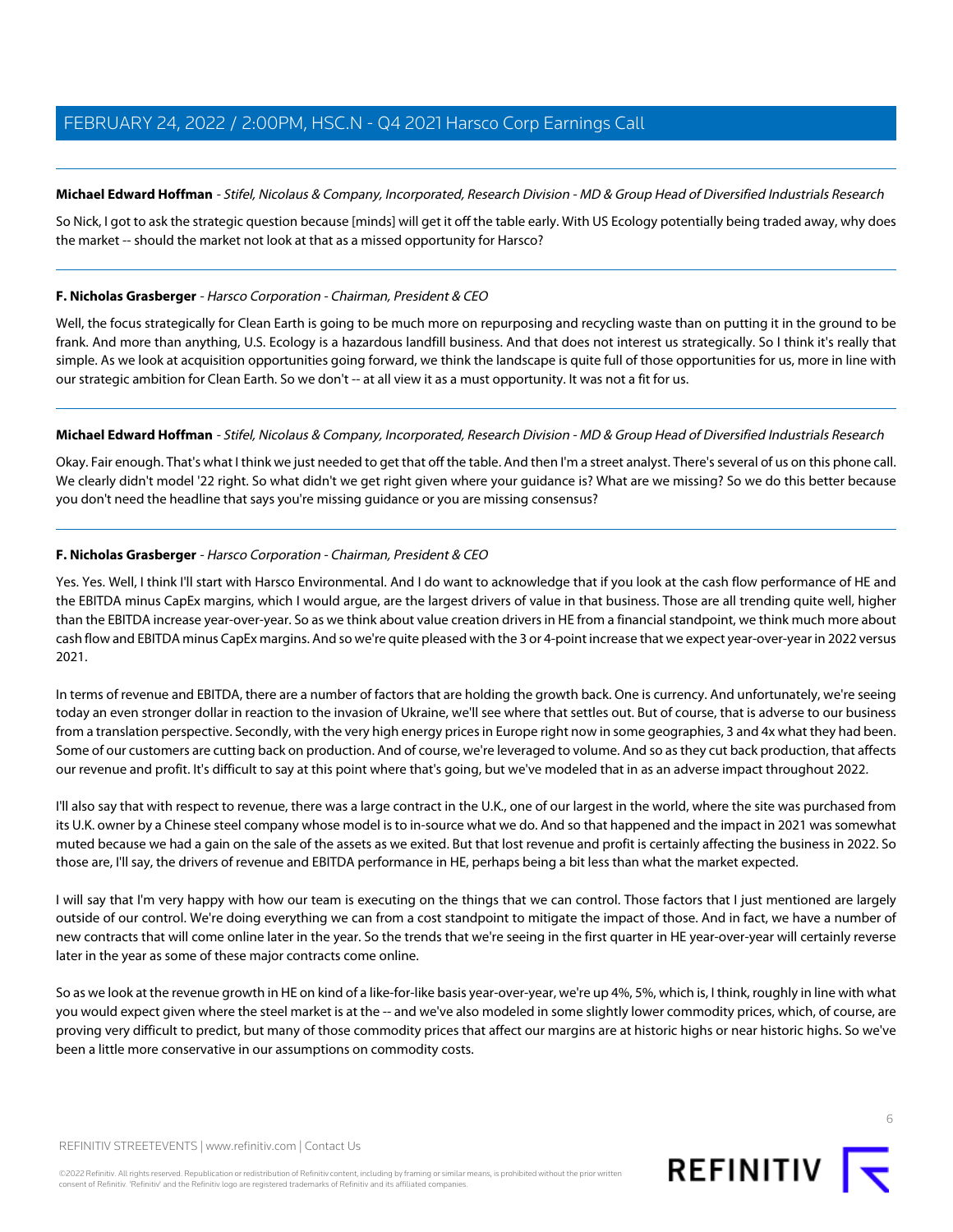**Michael Edward Hoffman** - *Stifel, Nicolaus & Company, Incorporated, Research Division - MD & Group Head of Diversified Industrials Research*

So Nick, I got to ask the strategic question because [minds] will get it off the table early. With US Ecology potentially being traded away, why does the market -- should the market not look at that as a missed opportunity for Harsco?

---

**F. Nicholas Grasberger** - *Harsco Corporation - Chairman, President & CEO*

Well, the focus strategically for Clean Earth is going to be much more on repurposing and recycling waste than on putting it in the ground to be frank. And more than anything, U.S. Ecology is a hazardous landfill business. And that does not interest us strategically. So I think it's really that simple. As we look at acquisition opportunities going forward, we think the landscape is quite full of those opportunities for us, more in line with our strategic ambition for Clean Earth. So we don't -- at all view it as a must opportunity. It was not a fit for us.

---

**Michael Edward Hoffman** - *Stifel, Nicolaus & Company, Incorporated, Research Division - MD & Group Head of Diversified Industrials Research*

Okay. Fair enough. That's what I think we just needed to get that off the table. And then I'm a street analyst. There's several of us on this phone call. We clearly didn't model '22 right. So what didn't we get right given where your guidance is? What are we missing? So we do this better because you don't need the headline that says you're missing guidance or you are missing consensus?

---

**F. Nicholas Grasberger** - *Harsco Corporation - Chairman, President & CEO*

Yes. Yes. Well, I think I'll start with Harsco Environmental. And I do want to acknowledge that if you look at the cash flow performance of HE and the EBITDA minus CapEx margins, which I would argue, are the largest drivers of value in that business. Those are all trending quite well, higher than the EBITDA increase year-over-year. So as we think about value creation drivers in HE from a financial standpoint, we think much more about cash flow and EBITDA minus CapEx margins. And so we're quite pleased with the 3 or 4-point increase that we expect year-over-year in 2022 versus 2021.

In terms of revenue and EBITDA, there are a number of factors that are holding the growth back. One is currency. And unfortunately, we're seeing today an even stronger dollar in reaction to the invasion of Ukraine, we'll see where that settles out. But of course, that is adverse to our business from a translation perspective. Secondly, with the very high energy prices in Europe right now in some geographies, 3 and 4x what they had been. Some of our customers are cutting back on production. And of course, we're leveraged to volume. And so as they cut back production, that affects our revenue and profit. It's difficult to say at this point where that's going, but we've modeled that in as an adverse impact throughout 2022.

I'll also say that with respect to revenue, there was a large contract in the U.K., one of our largest in the world, where the site was purchased from its U.K. owner by a Chinese steel company whose model is to in-source what we do. And so that happened and the impact in 2021 was somewhat muted because we had a gain on the sale of the assets as we exited. But that lost revenue and profit is certainly affecting the business in 2022. So those are, I'll say, the drivers of revenue and EBITDA performance in HE, perhaps being a bit less than what the market expected.

I will say that I'm very happy with how our team is executing on the things that we can control. Those factors that I just mentioned are largely outside of our control. We're doing everything we can from a cost standpoint to mitigate the impact of those. And in fact, we have a number of new contracts that will come online later in the year. So the trends that we're seeing in the first quarter in HE year-over-year will certainly reverse later in the year as some of these major contracts come online.

So as we look at the revenue growth in HE on kind of a like-for-like basis year-over-year, we're up 4%, 5%, which is, I think, roughly in line with what you would expect given where the steel market is at the -- and we've also modeled in some slightly lower commodity prices, which, of course, are proving very difficult to predict, but many of those commodity prices that affect our margins are at historic highs or near historic highs. So we've been a little more conservative in our assumptions on commodity costs.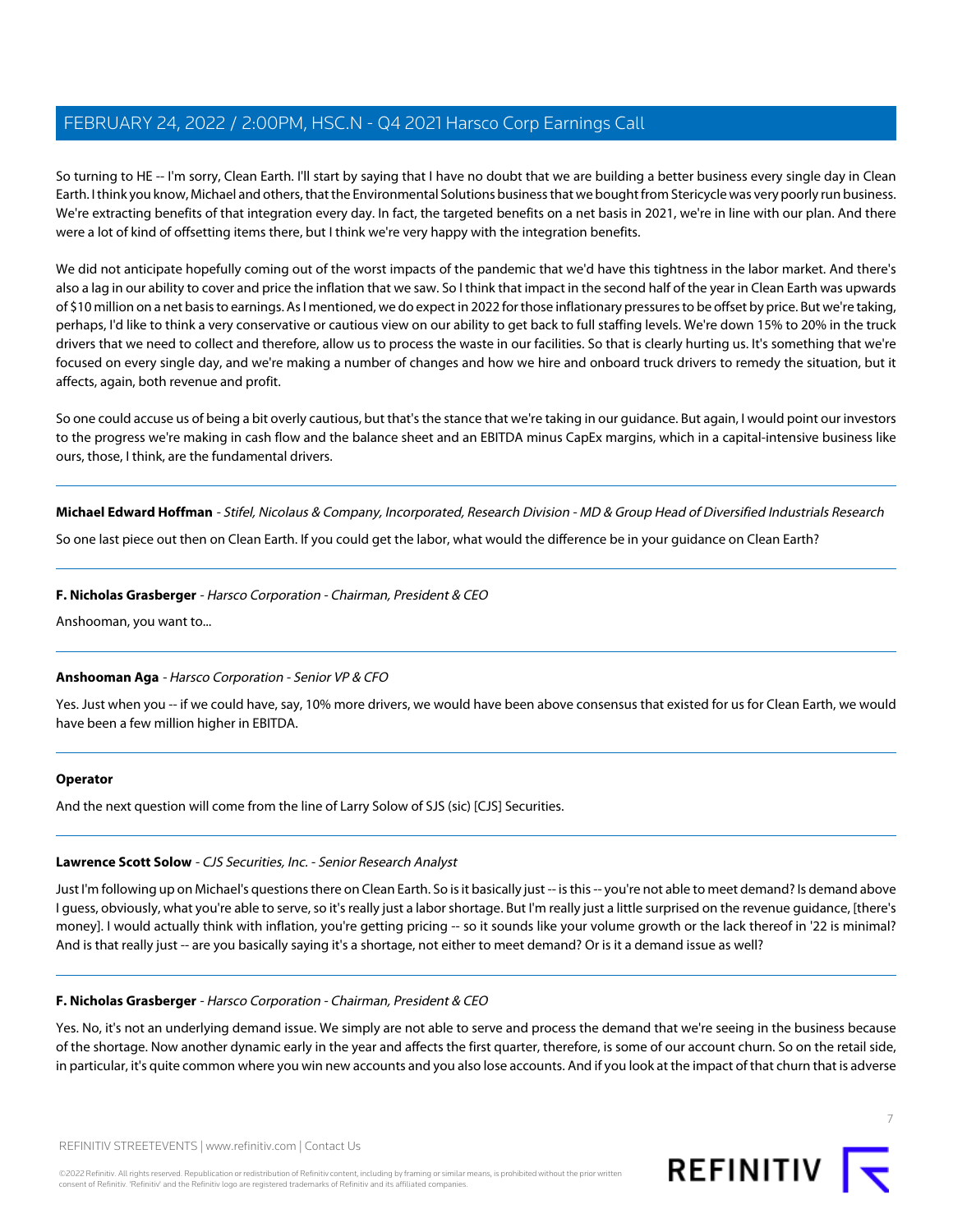So turning to HE -- I'm sorry, Clean Earth. I'll start by saying that I have no doubt that we are building a better business every single day in Clean Earth. I think you know, Michael and others, that the Environmental Solutions business that we bought from Stericycle was very poorly run business. We're extracting benefits of that integration every day. In fact, the targeted benefits on a net basis in 2021, we're in line with our plan. And there were a lot of kind of offsetting items there, but I think we're very happy with the integration benefits.

We did not anticipate hopefully coming out of the worst impacts of the pandemic that we'd have this tightness in the labor market. And there's also a lag in our ability to cover and price the inflation that we saw. So I think that impact in the second half of the year in Clean Earth was upwards of $10 million on a net basis to earnings. As I mentioned, we do expect in 2022 for those inflationary pressures to be offset by price. But we're taking, perhaps, I'd like to think a very conservative or cautious view on our ability to get back to full staffing levels. We're down 15% to 20% in the truck drivers that we need to collect and therefore, allow us to process the waste in our facilities. So that is clearly hurting us. It's something that we're focused on every single day, and we're making a number of changes and how we hire and onboard truck drivers to remedy the situation, but it affects, again, both revenue and profit.

So one could accuse us of being a bit overly cautious, but that's the stance that we're taking in our guidance. But again, I would point our investors to the progress we're making in cash flow and the balance sheet and an EBITDA minus CapEx margins, which in a capital-intensive business like ours, those, I think, are the fundamental drivers.

---

**Michael Edward Hoffman** - *Stifel, Nicolaus & Company, Incorporated, Research Division - MD & Group Head of Diversified Industrials Research*

So one last piece out then on Clean Earth. If you could get the labor, what would the difference be in your guidance on Clean Earth?

---

**F. Nicholas Grasberger** - *Harsco Corporation - Chairman, President & CEO*

Anshooman, you want to...

---

**Anshooman Aga** - *Harsco Corporation - Senior VP & CFO*

Yes. Just when you -- if we could have, say, 10% more drivers, we would have been above consensus that existed for us for Clean Earth, we would have been a few million higher in EBITDA.

---

**Operator**

And the next question will come from the line of Larry Solow of SJS (sic) [CJS] Securities.

---

**Lawrence Scott Solow** - *CJS Securities, Inc. - Senior Research Analyst*

Just I'm following up on Michael's questions there on Clean Earth. So is it basically just -- is this -- you're not able to meet demand? Is demand above I guess, obviously, what you're able to serve, so it's really just a labor shortage. But I'm really just a little surprised on the revenue guidance, [there's money]. I would actually think with inflation, you're getting pricing -- so it sounds like your volume growth or the lack thereof in '22 is minimal? And is that really just -- are you basically saying it's a shortage, not either to meet demand? Or is it a demand issue as well?

---

**F. Nicholas Grasberger** - *Harsco Corporation - Chairman, President & CEO*

Yes. No, it's not an underlying demand issue. We simply are not able to serve and process the demand that we're seeing in the business because of the shortage. Now another dynamic early in the year and affects the first quarter, therefore, is some of our account churn. So on the retail side, in particular, it's quite common where you win new accounts and you also lose accounts. And if you look at the impact of that churn that is adverse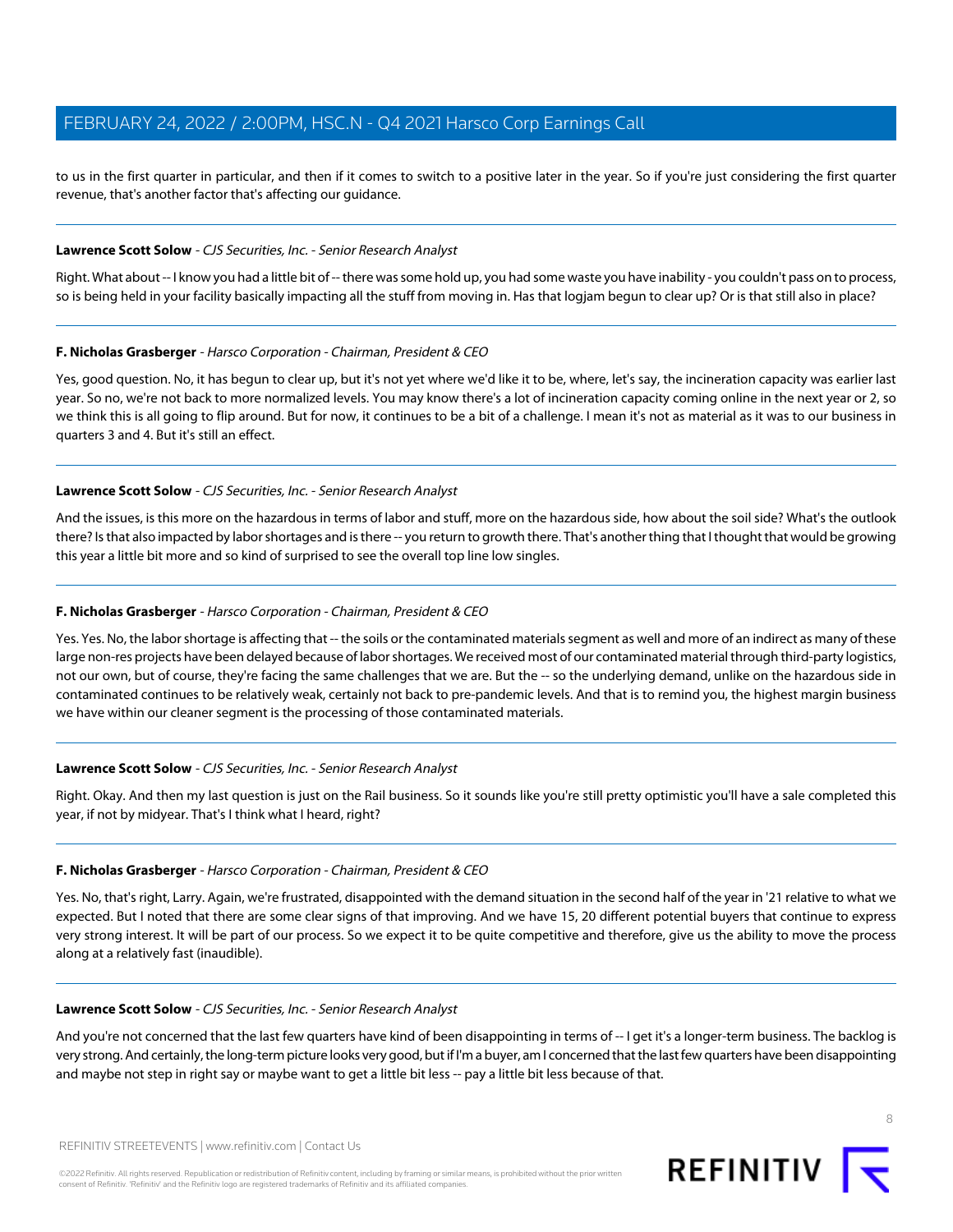to us in the first quarter in particular, and then if it comes to switch to a positive later in the year. So if you're just considering the first quarter revenue, that's another factor that's affecting our guidance.

---

**Lawrence Scott Solow** - *CJS Securities, Inc. - Senior Research Analyst*

Right. What about -- I know you had a little bit of -- there was some hold up, you had some waste you have inability - you couldn't pass on to process, so is being held in your facility basically impacting all the stuff from moving in. Has that logjam begun to clear up? Or is that still also in place?

---

**F. Nicholas Grasberger** - *Harsco Corporation - Chairman, President & CEO*

Yes, good question. No, it has begun to clear up, but it's not yet where we'd like it to be, where, let's say, the incineration capacity was earlier last year. So no, we're not back to more normalized levels. You may know there's a lot of incineration capacity coming online in the next year or 2, so we think this is all going to flip around. But for now, it continues to be a bit of a challenge. I mean it's not as material as it was to our business in quarters 3 and 4. But it's still an effect.

---

**Lawrence Scott Solow** - *CJS Securities, Inc. - Senior Research Analyst*

And the issues, is this more on the hazardous in terms of labor and stuff, more on the hazardous side, how about the soil side? What's the outlook there? Is that also impacted by labor shortages and is there -- you return to growth there. That's another thing that I thought that would be growing this year a little bit more and so kind of surprised to see the overall top line low singles.

---

**F. Nicholas Grasberger** - *Harsco Corporation - Chairman, President & CEO*

Yes. Yes. No, the labor shortage is affecting that -- the soils or the contaminated materials segment as well and more of an indirect as many of these large non-res projects have been delayed because of labor shortages. We received most of our contaminated material through third-party logistics, not our own, but of course, they're facing the same challenges that we are. But the -- so the underlying demand, unlike on the hazardous side in contaminated continues to be relatively weak, certainly not back to pre-pandemic levels. And that is to remind you, the highest margin business we have within our cleaner segment is the processing of those contaminated materials.

---

**Lawrence Scott Solow** - *CJS Securities, Inc. - Senior Research Analyst*

Right. Okay. And then my last question is just on the Rail business. So it sounds like you're still pretty optimistic you'll have a sale completed this year, if not by midyear. That's I think what I heard, right?

---

**F. Nicholas Grasberger** - *Harsco Corporation - Chairman, President & CEO*

Yes. No, that's right, Larry. Again, we're frustrated, disappointed with the demand situation in the second half of the year in '21 relative to what we expected. But I noted that there are some clear signs of that improving. And we have 15, 20 different potential buyers that continue to express very strong interest. It will be part of our process. So we expect it to be quite competitive and therefore, give us the ability to move the process along at a relatively fast (inaudible).

---

**Lawrence Scott Solow** - *CJS Securities, Inc. - Senior Research Analyst*

And you're not concerned that the last few quarters have kind of been disappointing in terms of -- I get it's a longer-term business. The backlog is very strong. And certainly, the long-term picture looks very good, but if I'm a buyer, am I concerned that the last few quarters have been disappointing and maybe not step in right say or maybe want to get a little bit less -- pay a little bit less because of that.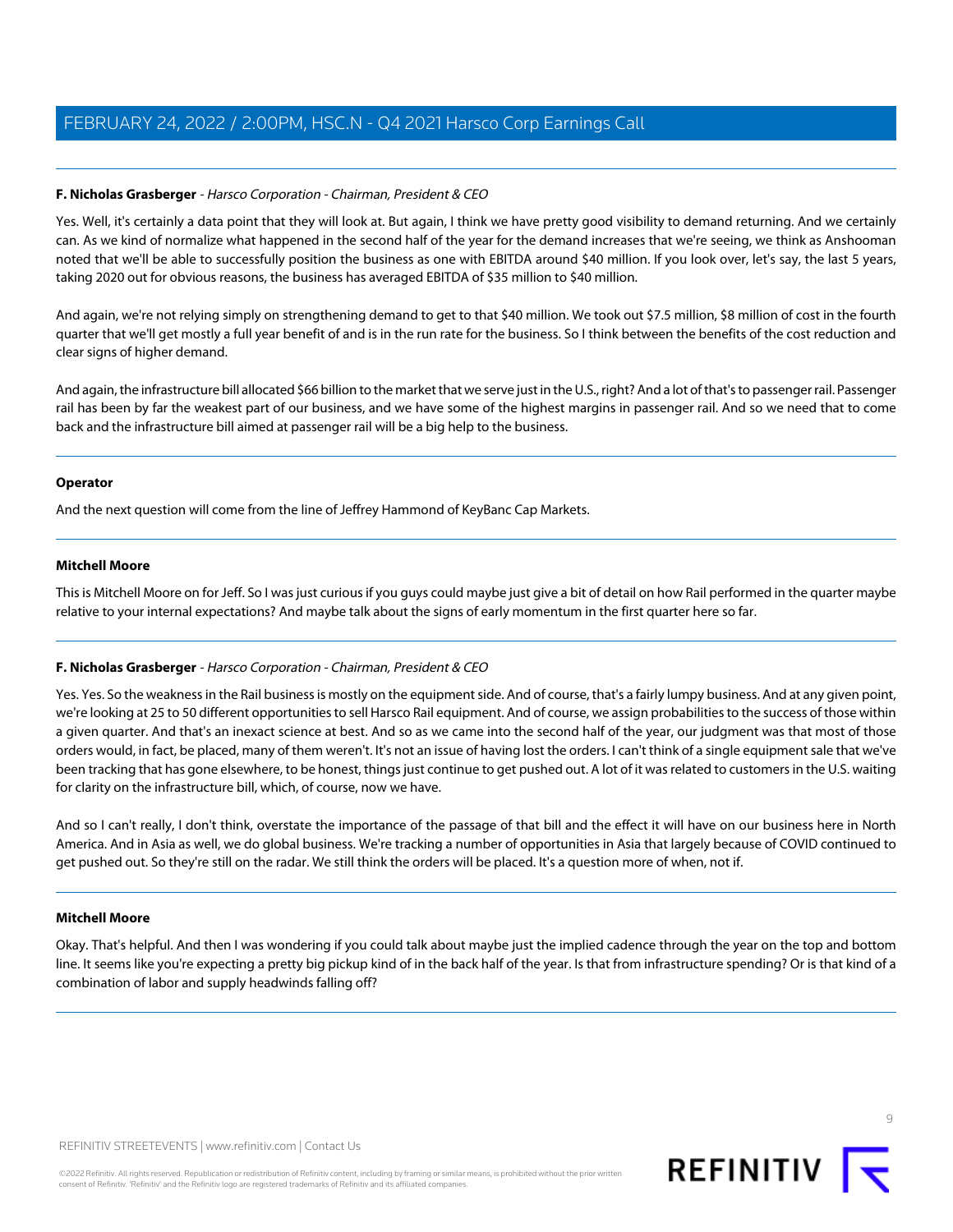**F. Nicholas Grasberger** - *Harsco Corporation - Chairman, President & CEO*

Yes. Well, it's certainly a data point that they will look at. But again, I think we have pretty good visibility to demand returning. And we certainly can. As we kind of normalize what happened in the second half of the year for the demand increases that we're seeing, we think as Anshooman noted that we'll be able to successfully position the business as one with EBITDA around $40 million. If you look over, let's say, the last 5 years, taking 2020 out for obvious reasons, the business has averaged EBITDA of $35 million to $40 million.

And again, we're not relying simply on strengthening demand to get to that $40 million. We took out $7.5 million, $8 million of cost in the fourth quarter that we'll get mostly a full year benefit of and is in the run rate for the business. So I think between the benefits of the cost reduction and clear signs of higher demand.

And again, the infrastructure bill allocated $66 billion to the market that we serve just in the U.S., right? And a lot of that's to passenger rail. Passenger rail has been by far the weakest part of our business, and we have some of the highest margins in passenger rail. And so we need that to come back and the infrastructure bill aimed at passenger rail will be a big help to the business.

---

**Operator**

And the next question will come from the line of Jeffrey Hammond of KeyBanc Cap Markets.

---

**Mitchell Moore**

This is Mitchell Moore on for Jeff. So I was just curious if you guys could maybe just give a bit of detail on how Rail performed in the quarter maybe relative to your internal expectations? And maybe talk about the signs of early momentum in the first quarter here so far.

---

**F. Nicholas Grasberger** - *Harsco Corporation - Chairman, President & CEO*

Yes. Yes. So the weakness in the Rail business is mostly on the equipment side. And of course, that's a fairly lumpy business. And at any given point, we're looking at 25 to 50 different opportunities to sell Harsco Rail equipment. And of course, we assign probabilities to the success of those within a given quarter. And that's an inexact science at best. And so as we came into the second half of the year, our judgment was that most of those orders would, in fact, be placed, many of them weren't. It's not an issue of having lost the orders. I can't think of a single equipment sale that we've been tracking that has gone elsewhere, to be honest, things just continue to get pushed out. A lot of it was related to customers in the U.S. waiting for clarity on the infrastructure bill, which, of course, now we have.

And so I can't really, I don't think, overstate the importance of the passage of that bill and the effect it will have on our business here in North America. And in Asia as well, we do global business. We're tracking a number of opportunities in Asia that largely because of COVID continued to get pushed out. So they're still on the radar. We still think the orders will be placed. It's a question more of when, not if.

---

**Mitchell Moore**

Okay. That's helpful. And then I was wondering if you could talk about maybe just the implied cadence through the year on the top and bottom line. It seems like you're expecting a pretty big pickup kind of in the back half of the year. Is that from infrastructure spending? Or is that kind of a combination of labor and supply headwinds falling off?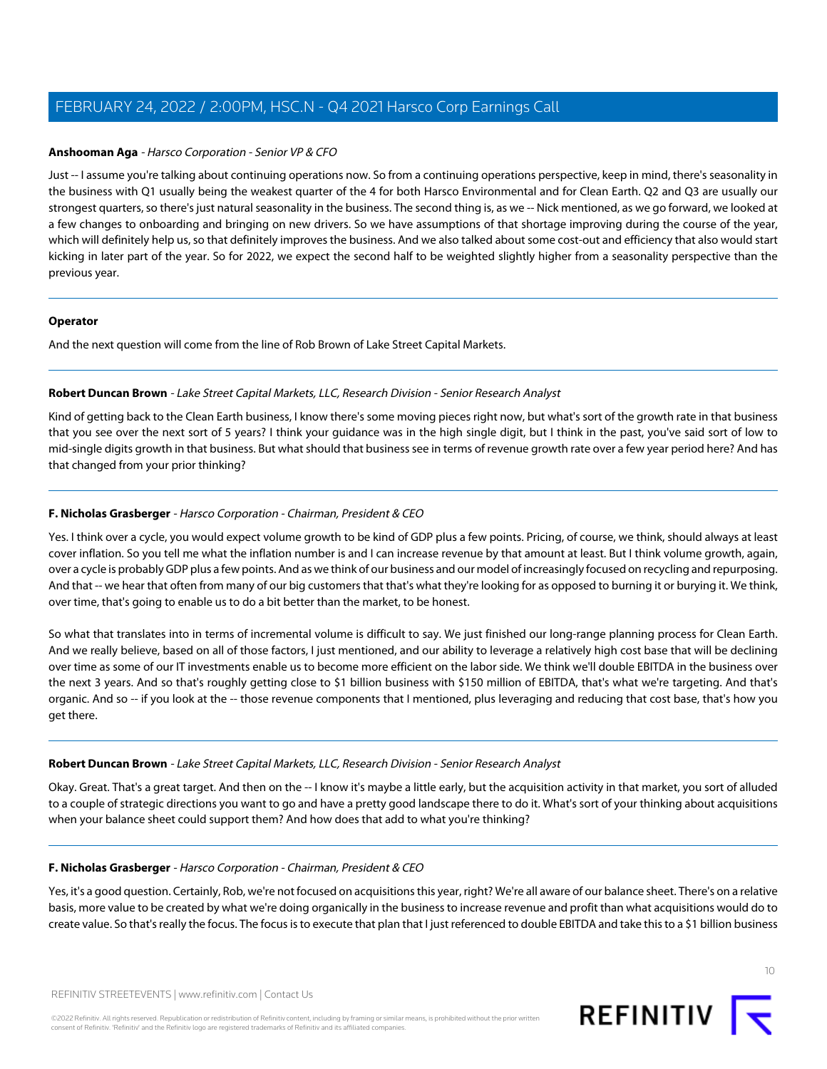**Anshooman Aga** - *Harsco Corporation - Senior VP & CFO*

Just -- I assume you're talking about continuing operations now. So from a continuing operations perspective, keep in mind, there's seasonality in the business with Q1 usually being the weakest quarter of the 4 for both Harsco Environmental and for Clean Earth. Q2 and Q3 are usually our strongest quarters, so there's just natural seasonality in the business. The second thing is, as we -- Nick mentioned, as we go forward, we looked at a few changes to onboarding and bringing on new drivers. So we have assumptions of that shortage improving during the course of the year, which will definitely help us, so that definitely improves the business. And we also talked about some cost-out and efficiency that also would start kicking in later part of the year. So for 2022, we expect the second half to be weighted slightly higher from a seasonality perspective than the previous year.

---

**Operator**

And the next question will come from the line of Rob Brown of Lake Street Capital Markets.

---

**Robert Duncan Brown** - *Lake Street Capital Markets, LLC, Research Division - Senior Research Analyst*

Kind of getting back to the Clean Earth business, I know there's some moving pieces right now, but what's sort of the growth rate in that business that you see over the next sort of 5 years? I think your guidance was in the high single digit, but I think in the past, you've said sort of low to mid-single digits growth in that business. But what should that business see in terms of revenue growth rate over a few year period here? And has that changed from your prior thinking?

---

**F. Nicholas Grasberger** - *Harsco Corporation - Chairman, President & CEO*

Yes. I think over a cycle, you would expect volume growth to be kind of GDP plus a few points. Pricing, of course, we think, should always at least cover inflation. So you tell me what the inflation number is and I can increase revenue by that amount at least. But I think volume growth, again, over a cycle is probably GDP plus a few points. And as we think of our business and our model of increasingly focused on recycling and repurposing. And that -- we hear that often from many of our big customers that that's what they're looking for as opposed to burning it or burying it. We think, over time, that's going to enable us to do a bit better than the market, to be honest.

So what that translates into in terms of incremental volume is difficult to say. We just finished our long-range planning process for Clean Earth. And we really believe, based on all of those factors, I just mentioned, and our ability to leverage a relatively high cost base that will be declining over time as some of our IT investments enable us to become more efficient on the labor side. We think we'll double EBITDA in the business over the next 3 years. And so that's roughly getting close to $1 billion business with $150 million of EBITDA, that's what we're targeting. And that's organic. And so -- if you look at the -- those revenue components that I mentioned, plus leveraging and reducing that cost base, that's how you get there.

---

**Robert Duncan Brown** - *Lake Street Capital Markets, LLC, Research Division - Senior Research Analyst*

Okay. Great. That's a great target. And then on the -- I know it's maybe a little early, but the acquisition activity in that market, you sort of alluded to a couple of strategic directions you want to go and have a pretty good landscape there to do it. What's sort of your thinking about acquisitions when your balance sheet could support them? And how does that add to what you're thinking?

---

**F. Nicholas Grasberger** - *Harsco Corporation - Chairman, President & CEO*

Yes, it's a good question. Certainly, Rob, we're not focused on acquisitions this year, right? We're all aware of our balance sheet. There's on a relative basis, more value to be created by what we're doing organically in the business to increase revenue and profit than what acquisitions would do to create value. So that's really the focus. The focus is to execute that plan that I just referenced to double EBITDA and take this to a $1 billion business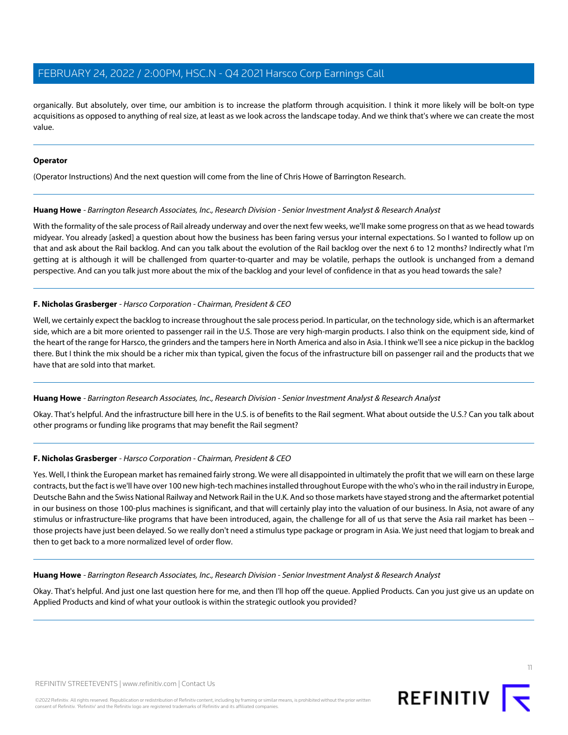organically. But absolutely, over time, our ambition is to increase the platform through acquisition. I think it more likely will be bolt-on type acquisitions as opposed to anything of real size, at least as we look across the landscape today. And we think that's where we can create the most value.

---

**Operator**

(Operator Instructions) And the next question will come from the line of Chris Howe of Barrington Research.

---

**Huang Howe** - *Barrington Research Associates, Inc., Research Division - Senior Investment Analyst & Research Analyst*

With the formality of the sale process of Rail already underway and over the next few weeks, we'll make some progress on that as we head towards midyear. You already [asked] a question about how the business has been faring versus your internal expectations. So I wanted to follow up on that and ask about the Rail backlog. And can you talk about the evolution of the Rail backlog over the next 6 to 12 months? Indirectly what I'm getting at is although it will be challenged from quarter-to-quarter and may be volatile, perhaps the outlook is unchanged from a demand perspective. And can you talk just more about the mix of the backlog and your level of confidence in that as you head towards the sale?

---

**F. Nicholas Grasberger** - *Harsco Corporation - Chairman, President & CEO*

Well, we certainly expect the backlog to increase throughout the sale process period. In particular, on the technology side, which is an aftermarket side, which are a bit more oriented to passenger rail in the U.S. Those are very high-margin products. I also think on the equipment side, kind of the heart of the range for Harsco, the grinders and the tampers here in North America and also in Asia. I think we'll see a nice pickup in the backlog there. But I think the mix should be a richer mix than typical, given the focus of the infrastructure bill on passenger rail and the products that we have that are sold into that market.

---

**Huang Howe** - *Barrington Research Associates, Inc., Research Division - Senior Investment Analyst & Research Analyst*

Okay. That's helpful. And the infrastructure bill here in the U.S. is of benefits to the Rail segment. What about outside the U.S.? Can you talk about other programs or funding like programs that may benefit the Rail segment?

---

**F. Nicholas Grasberger** - *Harsco Corporation - Chairman, President & CEO*

Yes. Well, I think the European market has remained fairly strong. We were all disappointed in ultimately the profit that we will earn on these large contracts, but the fact is we'll have over 100 new high-tech machines installed throughout Europe with the who's who in the rail industry in Europe, Deutsche Bahn and the Swiss National Railway and Network Rail in the U.K. And so those markets have stayed strong and the aftermarket potential in our business on those 100-plus machines is significant, and that will certainly play into the valuation of our business. In Asia, not aware of any stimulus or infrastructure-like programs that have been introduced, again, the challenge for all of us that serve the Asia rail market has been -- those projects have just been delayed. So we really don't need a stimulus type package or program in Asia. We just need that logjam to break and then to get back to a more normalized level of order flow.

---

**Huang Howe** - *Barrington Research Associates, Inc., Research Division - Senior Investment Analyst & Research Analyst*

Okay. That's helpful. And just one last question here for me, and then I'll hop off the queue. Applied Products. Can you just give us an update on Applied Products and kind of what your outlook is within the strategic outlook you provided?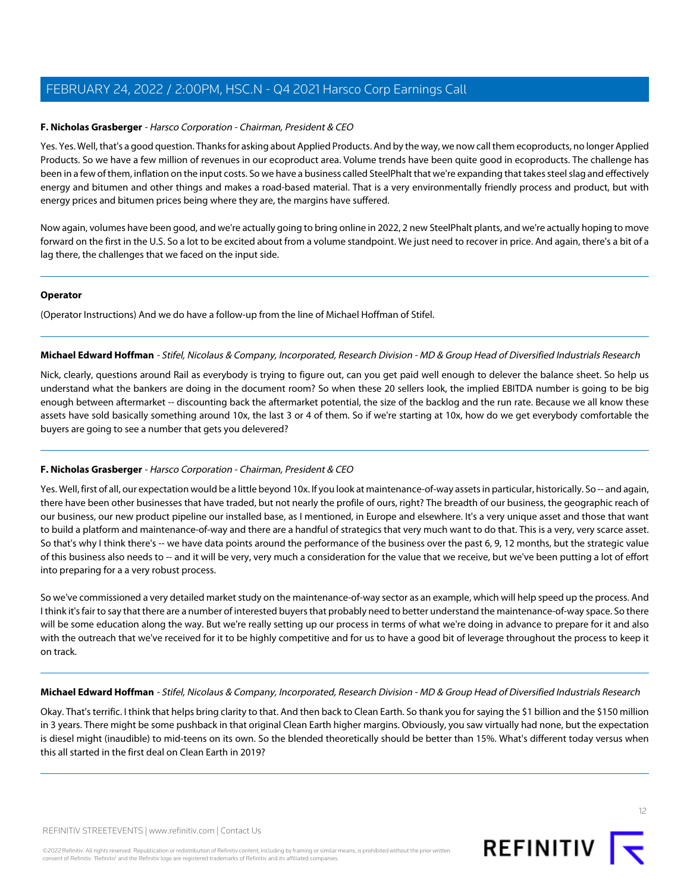**F. Nicholas Grasberger** - *Harsco Corporation - Chairman, President & CEO*

Yes. Yes. Well, that's a good question. Thanks for asking about Applied Products. And by the way, we now call them ecoproducts, no longer Applied Products. So we have a few million of revenues in our ecoproduct area. Volume trends have been quite good in ecoproducts. The challenge has been in a few of them, inflation on the input costs. So we have a business called SteelPhalt that we're expanding that takes steel slag and effectively energy and bitumen and other things and makes a road-based material. That is a very environmentally friendly process and product, but with energy prices and bitumen prices being where they are, the margins have suffered.

Now again, volumes have been good, and we're actually going to bring online in 2022, 2 new SteelPhalt plants, and we're actually hoping to move forward on the first in the U.S. So a lot to be excited about from a volume standpoint. We just need to recover in price. And again, there's a bit of a lag there, the challenges that we faced on the input side.

---

**Operator**

(Operator Instructions) And we do have a follow-up from the line of Michael Hoffman of Stifel.

---

**Michael Edward Hoffman** - *Stifel, Nicolaus & Company, Incorporated, Research Division - MD & Group Head of Diversified Industrials Research*

Nick, clearly, questions around Rail as everybody is trying to figure out, can you get paid well enough to delever the balance sheet. So help us understand what the bankers are doing in the document room? So when these 20 sellers look, the implied EBITDA number is going to be big enough between aftermarket -- discounting back the aftermarket potential, the size of the backlog and the run rate. Because we all know these assets have sold basically something around 10x, the last 3 or 4 of them. So if we're starting at 10x, how do we get everybody comfortable the buyers are going to see a number that gets you delevered?

---

**F. Nicholas Grasberger** - *Harsco Corporation - Chairman, President & CEO*

Yes. Well, first of all, our expectation would be a little beyond 10x. If you look at maintenance-of-way assets in particular, historically. So -- and again, there have been other businesses that have traded, but not nearly the profile of ours, right? The breadth of our business, the geographic reach of our business, our new product pipeline our installed base, as I mentioned, in Europe and elsewhere. It's a very unique asset and those that want to build a platform and maintenance-of-way and there are a handful of strategics that very much want to do that. This is a very, very scarce asset. So that's why I think there's -- we have data points around the performance of the business over the past 6, 9, 12 months, but the strategic value of this business also needs to -- and it will be very, very much a consideration for the value that we receive, but we've been putting a lot of effort into preparing for a a very robust process.

So we've commissioned a very detailed market study on the maintenance-of-way sector as an example, which will help speed up the process. And I think it's fair to say that there are a number of interested buyers that probably need to better understand the maintenance-of-way space. So there will be some education along the way. But we're really setting up our process in terms of what we're doing in advance to prepare for it and also with the outreach that we've received for it to be highly competitive and for us to have a good bit of leverage throughout the process to keep it on track.

---

**Michael Edward Hoffman** - *Stifel, Nicolaus & Company, Incorporated, Research Division - MD & Group Head of Diversified Industrials Research*

Okay. That's terrific. I think that helps bring clarity to that. And then back to Clean Earth. So thank you for saying the $1 billion and the $150 million in 3 years. There might be some pushback in that original Clean Earth higher margins. Obviously, you saw virtually had none, but the expectation is diesel might (inaudible) to mid-teens on its own. So the blended theoretically should be better than 15%. What's different today versus when this all started in the first deal on Clean Earth in 2019?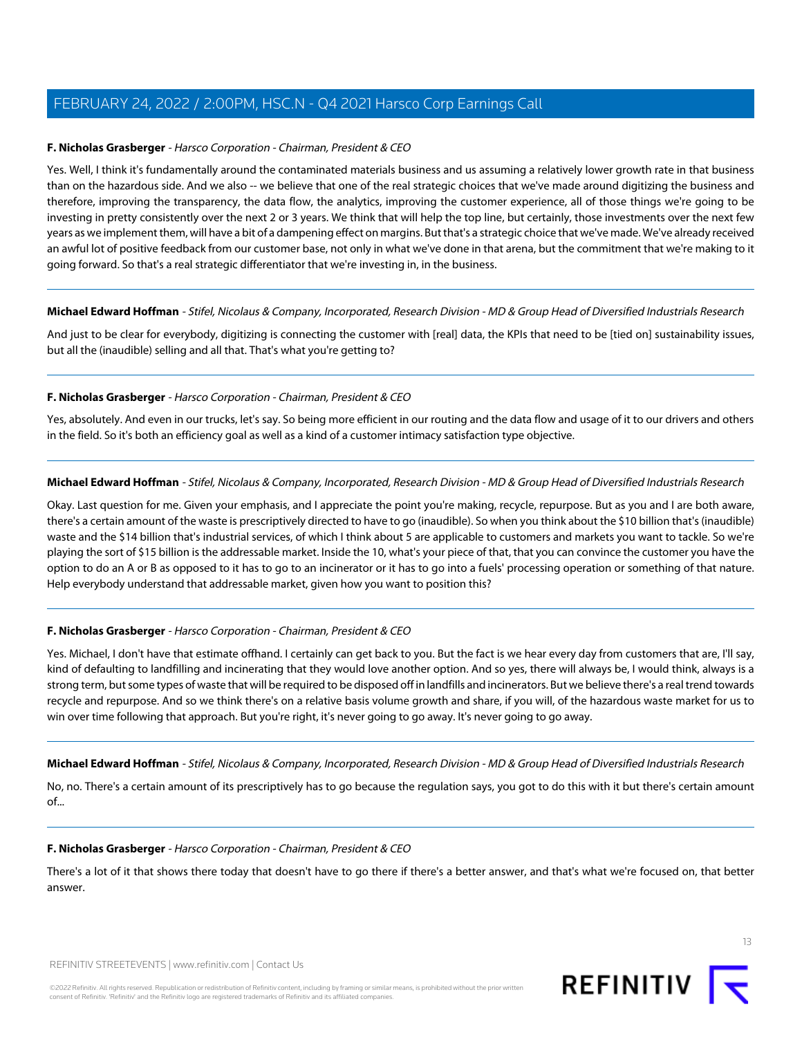**F. Nicholas Grasberger** - *Harsco Corporation - Chairman, President & CEO*

Yes. Well, I think it's fundamentally around the contaminated materials business and us assuming a relatively lower growth rate in that business than on the hazardous side. And we also -- we believe that one of the real strategic choices that we've made around digitizing the business and therefore, improving the transparency, the data flow, the analytics, improving the customer experience, all of those things we're going to be investing in pretty consistently over the next 2 or 3 years. We think that will help the top line, but certainly, those investments over the next few years as we implement them, will have a bit of a dampening effect on margins. But that's a strategic choice that we've made. We've already received an awful lot of positive feedback from our customer base, not only in what we've done in that arena, but the commitment that we're making to it going forward. So that's a real strategic differentiator that we're investing in, in the business.

---

**Michael Edward Hoffman** - *Stifel, Nicolaus & Company, Incorporated, Research Division - MD & Group Head of Diversified Industrials Research*

And just to be clear for everybody, digitizing is connecting the customer with [real] data, the KPIs that need to be [tied on] sustainability issues, but all the (inaudible) selling and all that. That's what you're getting to?

---

**F. Nicholas Grasberger** - *Harsco Corporation - Chairman, President & CEO*

Yes, absolutely. And even in our trucks, let's say. So being more efficient in our routing and the data flow and usage of it to our drivers and others in the field. So it's both an efficiency goal as well as a kind of a customer intimacy satisfaction type objective.

---

**Michael Edward Hoffman** - *Stifel, Nicolaus & Company, Incorporated, Research Division - MD & Group Head of Diversified Industrials Research*

Okay. Last question for me. Given your emphasis, and I appreciate the point you're making, recycle, repurpose. But as you and I are both aware, there's a certain amount of the waste is prescriptively directed to have to go (inaudible). So when you think about the $10 billion that's (inaudible) waste and the $14 billion that's industrial services, of which I think about 5 are applicable to customers and markets you want to tackle. So we're playing the sort of $15 billion is the addressable market. Inside the 10, what's your piece of that, that you can convince the customer you have the option to do an A or B as opposed to it has to go to an incinerator or it has to go into a fuels' processing operation or something of that nature. Help everybody understand that addressable market, given how you want to position this?

---

**F. Nicholas Grasberger** - *Harsco Corporation - Chairman, President & CEO*

Yes. Michael, I don't have that estimate offhand. I certainly can get back to you. But the fact is we hear every day from customers that are, I'll say, kind of defaulting to landfilling and incinerating that they would love another option. And so yes, there will always be, I would think, always is a strong term, but some types of waste that will be required to be disposed off in landfills and incinerators. But we believe there's a real trend towards recycle and repurpose. And so we think there's on a relative basis volume growth and share, if you will, of the hazardous waste market for us to win over time following that approach. But you're right, it's never going to go away. It's never going to go away.

---

**Michael Edward Hoffman** - *Stifel, Nicolaus & Company, Incorporated, Research Division - MD & Group Head of Diversified Industrials Research*

No, no. There's a certain amount of its prescriptively has to go because the regulation says, you got to do this with it but there's certain amount of...

---

**F. Nicholas Grasberger** - *Harsco Corporation - Chairman, President & CEO*

There's a lot of it that shows there today that doesn't have to go there if there's a better answer, and that's what we're focused on, that better answer.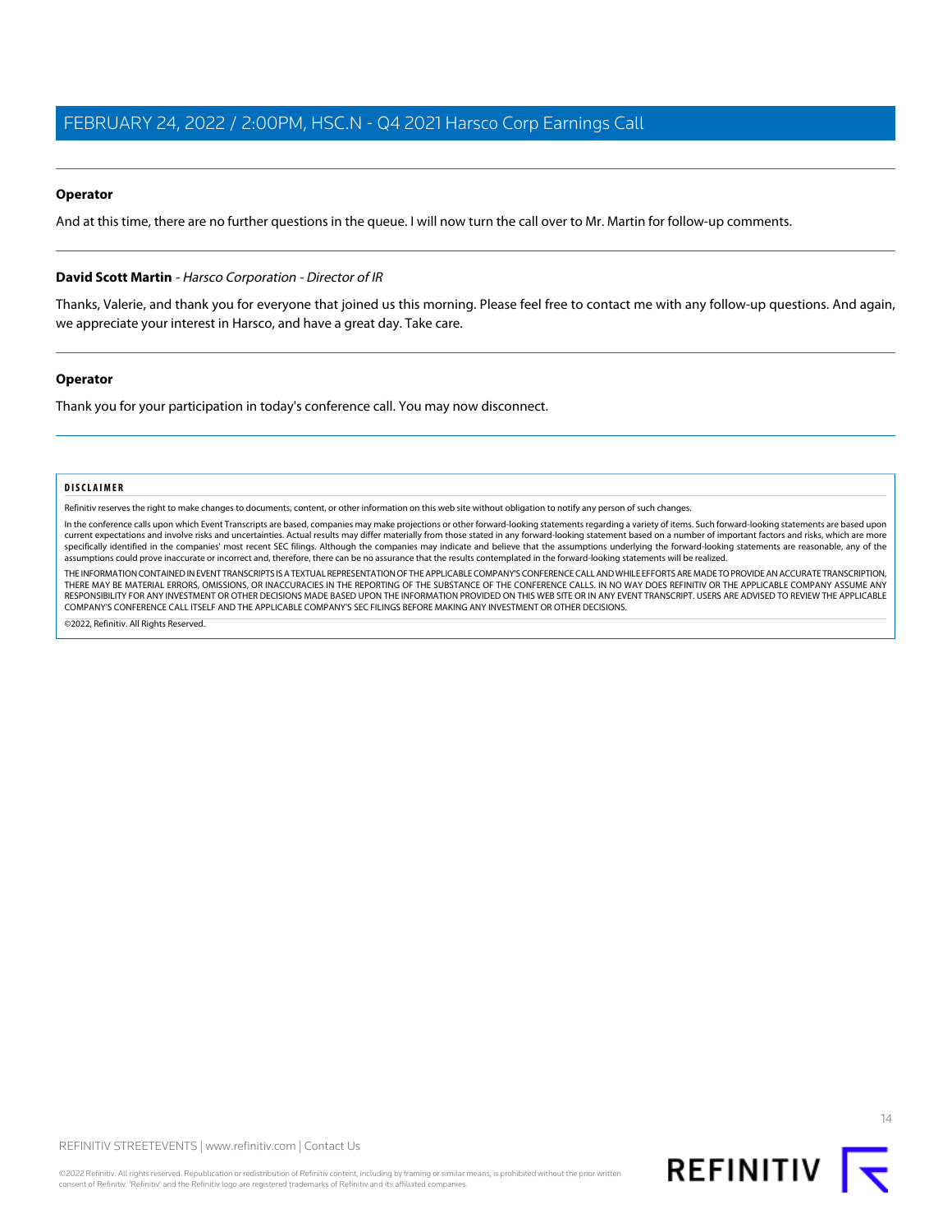**Operator**

And at this time, there are no further questions in the queue. I will now turn the call over to Mr. Martin for follow-up comments.

---

**David Scott Martin** - *Harsco Corporation - Director of IR*

Thanks, Valerie, and thank you for everyone that joined us this morning. Please feel free to contact me with any follow-up questions. And again, we appreciate your interest in Harsco, and have a great day. Take care.

---

**Operator**

Thank you for your participation in today's conference call. You may now disconnect.

---

**DISCLAIMER**

Refinitiv reserves the right to make changes to documents, content, or other information on this web site without obligation to notify any person of such changes.

In the conference calls upon which Event Transcripts are based, companies may make projections or other forward-looking statements regarding a variety of items. Such forward-looking statements are based upon current expectations and involve risks and uncertainties. Actual results may differ materially from those stated in any forward-looking statement based on a number of important factors and risks, which are more specifically identified in the companies' most recent SEC filings. Although the companies may indicate and believe that the assumptions underlying the forward-looking statements are reasonable, any of the assumptions could prove inaccurate or incorrect and, therefore, there can be no assurance that the results contemplated in the forward-looking statements will be realized.

THE INFORMATION CONTAINED IN EVENT TRANSCRIPTS IS A TEXTUAL REPRESENTATION OF THE APPLICABLE COMPANY'S CONFERENCE CALL AND WHILE EFFORTS ARE MADE TO PROVIDE AN ACCURATE TRANSCRIPTION, THERE MAY BE MATERIAL ERRORS, OMISSIONS, OR INACCURACIES IN THE REPORTING OF THE SUBSTANCE OF THE CONFERENCE CALLS. IN NO WAY DOES REFINITIV OR THE APPLICABLE COMPANY ASSUME ANY RESPONSIBILITY FOR ANY INVESTMENT OR OTHER DECISIONS MADE BASED UPON THE INFORMATION PROVIDED ON THIS WEB SITE OR IN ANY EVENT TRANSCRIPT. USERS ARE ADVISED TO REVIEW THE APPLICABLE COMPANY'S CONFERENCE CALL ITSELF AND THE APPLICABLE COMPANY'S SEC FILINGS BEFORE MAKING ANY INVESTMENT OR OTHER DECISIONS.

©2022, Refinitiv. All Rights Reserved.